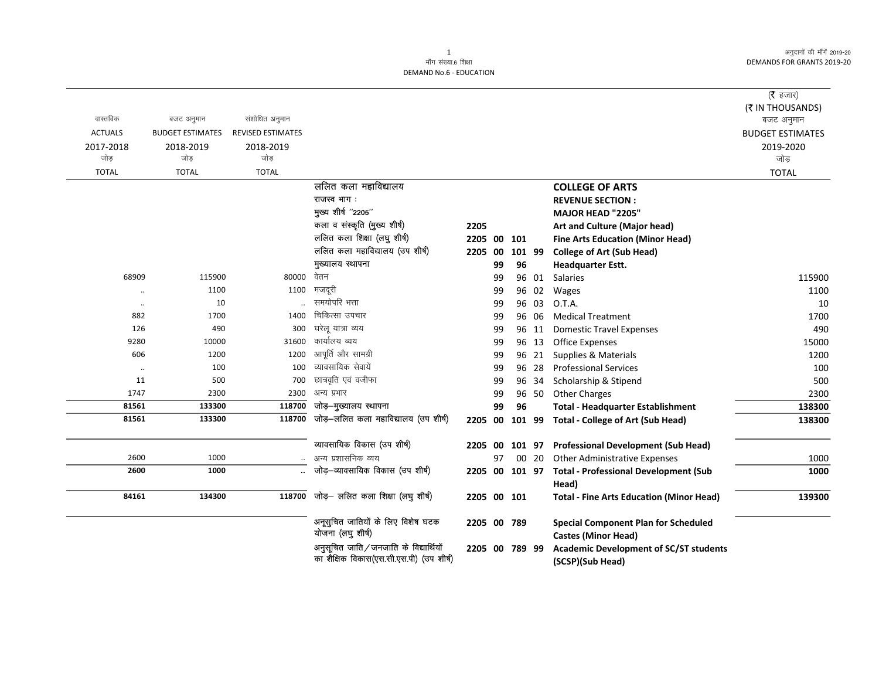माँग संख्या.6 शिक्षा
DEMAND No.6 - EDUCATION

अनुदानों की माँगें 2019-20
DEMANDS FOR GRANTS 2019-20

(₹ हजार)
(₹ IN THOUSANDS)

| वास्तविक ACTUALS 2017-2018 जोड़ TOTAL | बजट अनुमान BUDGET ESTIMATES 2018-2019 जोड़ TOTAL | संशोधित अनुमान REVISED ESTIMATES 2018-2019 जोड़ TOTAL | | | | | | | बजट अनुमान BUDGET ESTIMATES 2019-2020 जोड़ TOTAL |
|---|---|---|---|---|---|---|---|---|---|
| | | | ललित कला महाविद्यालय | | | | | **COLLEGE OF ARTS** | |
| | | | राजस्व भाग : | | | | | **REVENUE SECTION :** | |
| | | | मुख्य शीर्ष "2205" | | | | | **MAJOR HEAD "2205"** | |
| | | | कला व संस्कृति (मुख्य शीर्ष) | **2205** | | | | **Art and Culture (Major head)** | |
| | | | ललित कला शिक्षा (लघु शीर्ष) | **2205** | **00** | **101** | | **Fine Arts Education (Minor Head)** | |
| | | | ललित कला महाविद्यालय (उप शीर्ष) | **2205** | **00** | **101** | **99** | **College of Art (Sub Head)** | |
| | | | मुख्यालय स्थापना | | **99** | **96** | | **Headquarter Estt.** | |
| 68909 | 115900 | 80000 | वेतन | | 99 | 96 | 01 | Salaries | 115900 |
| .. | 1100 | 1100 | मजदूरी | | 99 | 96 | 02 | Wages | 1100 |
| .. | 10 | .. | समयोपरि भत्ता | | 99 | 96 | 03 | O.T.A. | 10 |
| 882 | 1700 | 1400 | चिकित्सा उपचार | | 99 | 96 | 06 | Medical Treatment | 1700 |
| 126 | 490 | 300 | घरेलू यात्रा व्यय | | 99 | 96 | 11 | Domestic Travel Expenses | 490 |
| 9280 | 10000 | 31600 | कार्यालय व्यय | | 99 | 96 | 13 | Office Expenses | 15000 |
| 606 | 1200 | 1200 | आपूर्ति और सामग्री | | 99 | 96 | 21 | Supplies & Materials | 1200 |
| .. | 100 | 100 | व्यावसायिक सेवायें | | 99 | 96 | 28 | Professional Services | 100 |
| 11 | 500 | 700 | छात्रवृति एवं वजीफा | | 99 | 96 | 34 | Scholarship & Stipend | 500 |
| 1747 | 2300 | 2300 | अन्य प्रभार | | 99 | 96 | 50 | Other Charges | 2300 |
| **81561** | **133300** | **118700** | जोड़–मुख्यालय स्थापना | | **99** | **96** | | **Total - Headquarter Establishment** | **138300** |
| **81561** | **133300** | **118700** | जोड़–ललित कला महाविद्यालय (उप शीर्ष) | **2205** | **00** | **101** | **99** | **Total - College of Art (Sub Head)** | **138300** |
| | | | व्यावसायिक विकास (उप शीर्ष) | **2205** | **00** | **101** | **97** | **Professional Development (Sub Head)** | |
| 2600 | 1000 | .. | अन्य प्रशासनिक व्यय | | 97 | 00 | 20 | Other Administrative Expenses | 1000 |
| **2600** | **1000** | **..** | जोड़–व्यावसायिक विकास (उप शीर्ष) | **2205** | **00** | **101** | **97** | **Total - Professional Development (Sub Head)** | **1000** |
| **84161** | **134300** | **118700** | जोड़– ललित कला शिक्षा (लघु शीर्ष) | **2205** | **00** | **101** | | **Total - Fine Arts Education (Minor Head)** | **139300** |
| | | | अनूसुचित जातियों के लिए विशेष घटक योजना (लघु शीर्ष) | **2205** | **00** | **789** | | **Special Component Plan for Scheduled Castes (Minor Head)** | |
| | | | अनुसूचित जाति/जनजाति के विद्यार्थियों का शैक्षिक विकास(एस.सी.एस.पी) (उप शीर्ष) | **2205** | **00** | **789** | **99** | **Academic Development of SC/ST students (SCSP)(Sub Head)** | |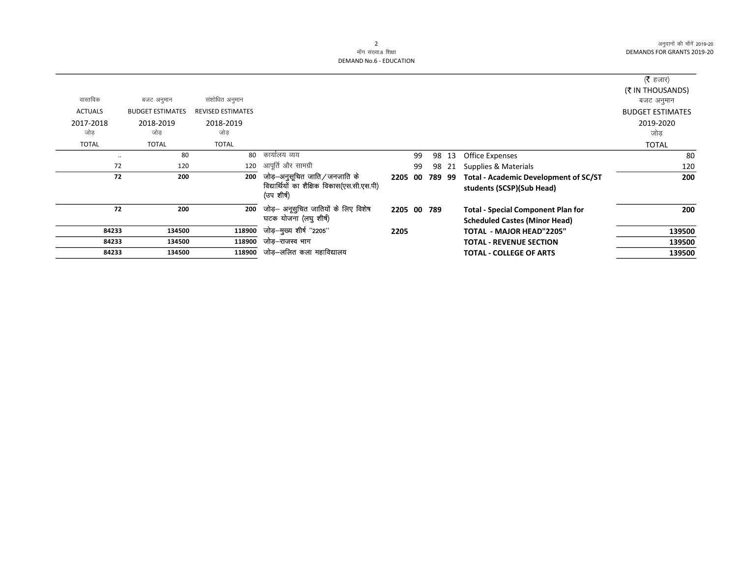माँग संख्या.6 शिक्षा

DEMAND No.6 - EDUCATION

| वास्तविक ACTUALS 2017-2018 जोड़ TOTAL | बजट अनुमान BUDGET ESTIMATES 2018-2019 जोड़ TOTAL | संशोधित अनुमान REVISED ESTIMATES 2018-2019 जोड़ TOTAL | | | | | | | (₹ हजार) (₹ IN THOUSANDS) बजट अनुमान BUDGET ESTIMATES 2019-2020 जोड़ TOTAL |
|---|---|---|---|---|---|---|---|---|---|
| .. | 80 | 80 | कार्यालय व्यय | | 99 | 98 | 13 | Office Expenses | 80 |
| 72 | 120 | 120 | आपूर्ति और सामग्री | | 99 | 98 | 21 | Supplies & Materials | 120 |
| **72** | **200** | **200** | जोड़–अनुसूचित जाति/जनजाति के विद्यार्थियों का शैक्षिक विकास(एस.सी.एस.पी) (उप शीर्ष) | **2205** | **00** | **789** | **99** | **Total - Academic Development of SC/ST students (SCSP)(Sub Head)** | **200** |
| **72** | **200** | **200** | जोड़– अनूसुचित जातियों के लिए विशेष घटक योजना (लघु शीर्ष) | **2205** | **00** | **789** | | **Total - Special Component Plan for Scheduled Castes (Minor Head)** | **200** |
| **84233** | **134500** | **118900** | जोड़–मुख्य शीर्ष "2205" | **2205** | | | | **TOTAL - MAJOR HEAD"2205"** | **139500** |
| **84233** | **134500** | **118900** | जोड़–राजस्व भाग | | | | | **TOTAL - REVENUE SECTION** | **139500** |
| **84233** | **134500** | **118900** | जोड़–ललित कला महाविद्यालय | | | | | **TOTAL - COLLEGE OF ARTS** | **139500** |